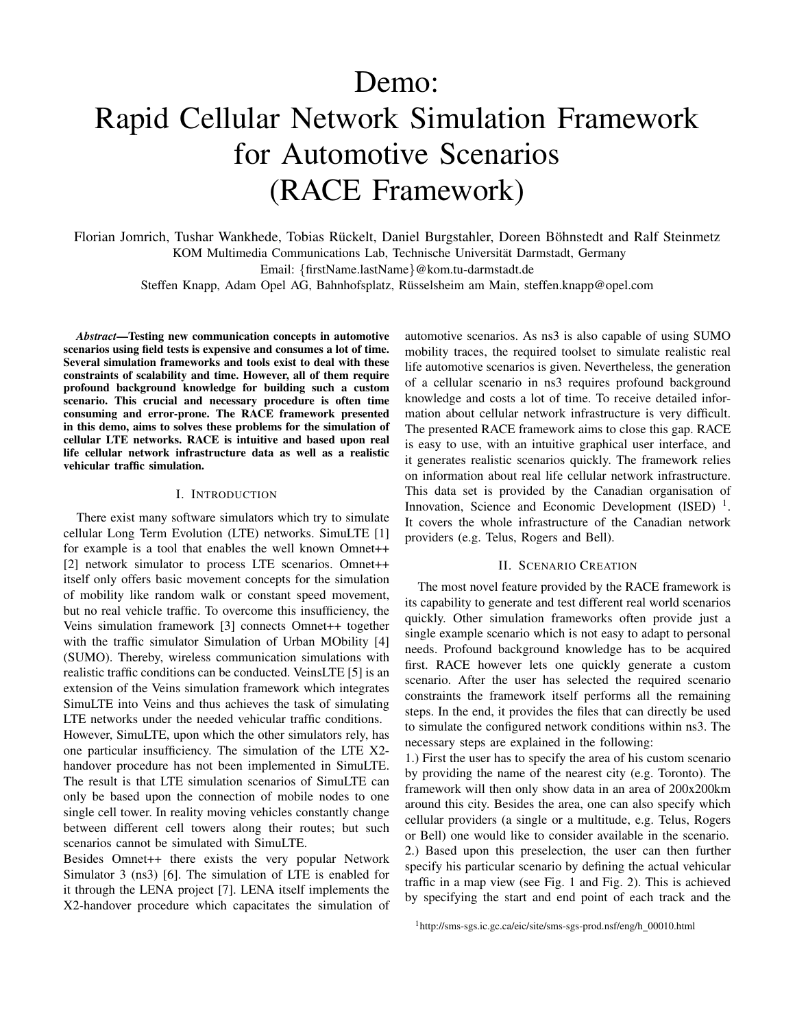# Demo: Rapid Cellular Network Simulation Framework for Automotive Scenarios (RACE Framework)

Florian Jomrich, Tushar Wankhede, Tobias Rückelt, Daniel Burgstahler, Doreen Böhnstedt and Ralf Steinmetz
KOM Multimedia Communications Lab, Technische Universität Darmstadt, Germany
Email: {firstName.lastName}@kom.tu-darmstadt.de
Steffen Knapp, Adam Opel AG, Bahnhofsplatz, Rüsselsheim am Main, steffen.knapp@opel.com

***Abstract*—Testing new communication concepts in automotive scenarios using field tests is expensive and consumes a lot of time. Several simulation frameworks and tools exist to deal with these constraints of scalability and time. However, all of them require profound background knowledge for building such a custom scenario. This crucial and necessary procedure is often time consuming and error-prone. The RACE framework presented in this demo, aims to solves these problems for the simulation of cellular LTE networks. RACE is intuitive and based upon real life cellular network infrastructure data as well as a realistic vehicular traffic simulation.**

## I. Introduction

There exist many software simulators which try to simulate cellular Long Term Evolution (LTE) networks. SimuLTE [1] for example is a tool that enables the well known Omnet++ [2] network simulator to process LTE scenarios. Omnet++ itself only offers basic movement concepts for the simulation of mobility like random walk or constant speed movement, but no real vehicle traffic. To overcome this insufficiency, the Veins simulation framework [3] connects Omnet++ together with the traffic simulator Simulation of Urban MObility [4] (SUMO). Thereby, wireless communication simulations with realistic traffic conditions can be conducted. VeinsLTE [5] is an extension of the Veins simulation framework which integrates SimuLTE into Veins and thus achieves the task of simulating LTE networks under the needed vehicular traffic conditions.
However, SimuLTE, upon which the other simulators rely, has one particular insufficiency. The simulation of the LTE X2-handover procedure has not been implemented in SimuLTE. The result is that LTE simulation scenarios of SimuLTE can only be based upon the connection of mobile nodes to one single cell tower. In reality moving vehicles constantly change between different cell towers along their routes; but such scenarios cannot be simulated with SimuLTE.
Besides Omnet++ there exists the very popular Network Simulator 3 (ns3) [6]. The simulation of LTE is enabled for it through the LENA project [7]. LENA itself implements the X2-handover procedure which capacitates the simulation of automotive scenarios. As ns3 is also capable of using SUMO mobility traces, the required toolset to simulate realistic real life automotive scenarios is given. Nevertheless, the generation of a cellular scenario in ns3 requires profound background knowledge and costs a lot of time. To receive detailed information about cellular network infrastructure is very difficult. The presented RACE framework aims to close this gap. RACE is easy to use, with an intuitive graphical user interface, and it generates realistic scenarios quickly. The framework relies on information about real life cellular network infrastructure. This data set is provided by the Canadian organisation of Innovation, Science and Economic Development (ISED) [1]. It covers the whole infrastructure of the Canadian network providers (e.g. Telus, Rogers and Bell).

## II. Scenario Creation

The most novel feature provided by the RACE framework is its capability to generate and test different real world scenarios quickly. Other simulation frameworks often provide just a single example scenario which is not easy to adapt to personal needs. Profound background knowledge has to be acquired first. RACE however lets one quickly generate a custom scenario. After the user has selected the required scenario constraints the framework itself performs all the remaining steps. In the end, it provides the files that can directly be used to simulate the configured network conditions within ns3. The necessary steps are explained in the following:
1.) First the user has to specify the area of his custom scenario by providing the name of the nearest city (e.g. Toronto). The framework will then only show data in an area of 200x200km around this city. Besides the area, one can also specify which cellular providers (a single or a multitude, e.g. Telus, Rogers or Bell) one would like to consider available in the scenario.
2.) Based upon this preselection, the user can then further specify his particular scenario by defining the actual vehicular traffic in a map view (see Fig. 1 and Fig. 2). This is achieved by specifying the start and end point of each track and the

[1] http://sms-sgs.ic.gc.ca/eic/site/sms-sgs-prod.nsf/eng/h_00010.html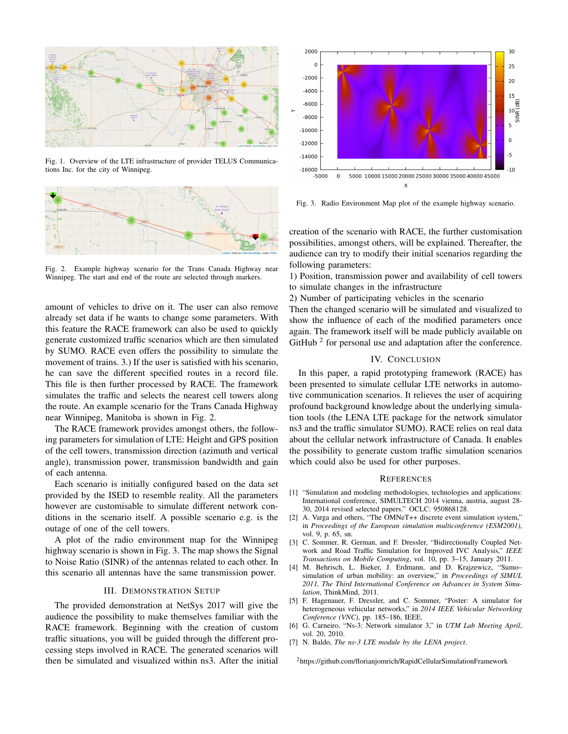Fig. 1. Overview of the LTE infrastructure of provider TELUS Communications Inc. for the city of Winnipeg.

Fig. 2. Example highway scenario for the Trans Canada Highway near Winnipeg. The start and end of the route are selected through markers.

amount of vehicles to drive on it. The user can also remove already set data if he wants to change some parameters. With this feature the RACE framework can also be used to quickly generate customized traffic scenarios which are then simulated by SUMO. RACE even offers the possibility to simulate the movement of trains. 3.) If the user is satisfied with his scenario, he can save the different specified routes in a record file. This file is then further processed by RACE. The framework simulates the traffic and selects the nearest cell towers along the route. An example scenario for the Trans Canada Highway near Winnipeg, Manitoba is shown in Fig. 2.

The RACE framework provides amongst others, the following parameters for simulation of LTE: Height and GPS position of the cell towers, transmission direction (azimuth and vertical angle), transmission power, transmission bandwidth and gain of each antenna.

Each scenario is initially configured based on the data set provided by the ISED to resemble reality. All the parameters however are customisable to simulate different network conditions in the scenario itself. A possible scenario e.g. is the outage of one of the cell towers.

A plot of the radio environment map for the Winnipeg highway scenario is shown in Fig. 3. The map shows the Signal to Noise Ratio (SINR) of the antennas related to each other. In this scenario all antennas have the same transmission power.

## III. Demonstration Setup

The provided demonstration at NetSys 2017 will give the audience the possibility to make themselves familiar with the RACE framework. Beginning with the creation of custom traffic situations, you will be guided through the different processing steps involved in RACE. The generated scenarios will then be simulated and visualized within ns3. After the initial

Fig. 3. Radio Environment Map plot of the example highway scenario.

creation of the scenario with RACE, the further customisation possibilities, amongst others, will be explained. Thereafter, the audience can try to modify their initial scenarios regarding the following parameters:
1) Position, transmission power and availability of cell towers to simulate changes in the infrastructure
2) Number of participating vehicles in the scenario
Then the changed scenario will be simulated and visualized to show the influence of each of the modified parameters once again. The framework itself will be made publicly available on GitHub [2] for personal use and adaptation after the conference.

## IV. Conclusion

In this paper, a rapid prototyping framework (RACE) has been presented to simulate cellular LTE networks in automotive communication scenarios. It relieves the user of acquiring profound background knowledge about the underlying simulation tools (the LENA LTE package for the network simulator ns3 and the traffic simulator SUMO). RACE relies on real data about the cellular network infrastructure of Canada. It enables the possibility to generate custom traffic simulation scenarios which could also be used for other purposes.

## References

[1] "Simulation and modeling methodologies, technologies and applications: International conference, SIMULTECH 2014 vienna, austria, august 28-30, 2014 revised selected papers." OCLC: 950868128.

[2] A. Varga and others, "The OMNeT++ discrete event simulation system," in *Proceedings of the European simulation multiconference (ESM2001)*, vol. 9, p. 65, sn.

[3] C. Sommer, R. German, and F. Dressler, "Bidirectionally Coupled Network and Road Traffic Simulation for Improved IVC Analysis," *IEEE Transactions on Mobile Computing*, vol. 10, pp. 3–15, January 2011.

[4] M. Behrisch, L. Bieker, J. Erdmann, and D. Krajzewicz, "Sumo–simulation of urban mobility: an overview," in *Proceedings of SIMUL 2011, The Third International Conference on Advances in System Simulation*, ThinkMind, 2011.

[5] F. Hagenauer, F. Dressler, and C. Sommer, "Poster: A simulator for heterogeneous vehicular networks," in *2014 IEEE Vehicular Networking Conference (VNC)*, pp. 185–186, IEEE.

[6] G. Carneiro, "Ns-3: Network simulator 3," in *UTM Lab Meeting April*, vol. 20, 2010.

[7] N. Baldo, *The ns-3 LTE module by the LENA project*.

[2] https://github.com/florianjomrich/RapidCellularSimulationFramework